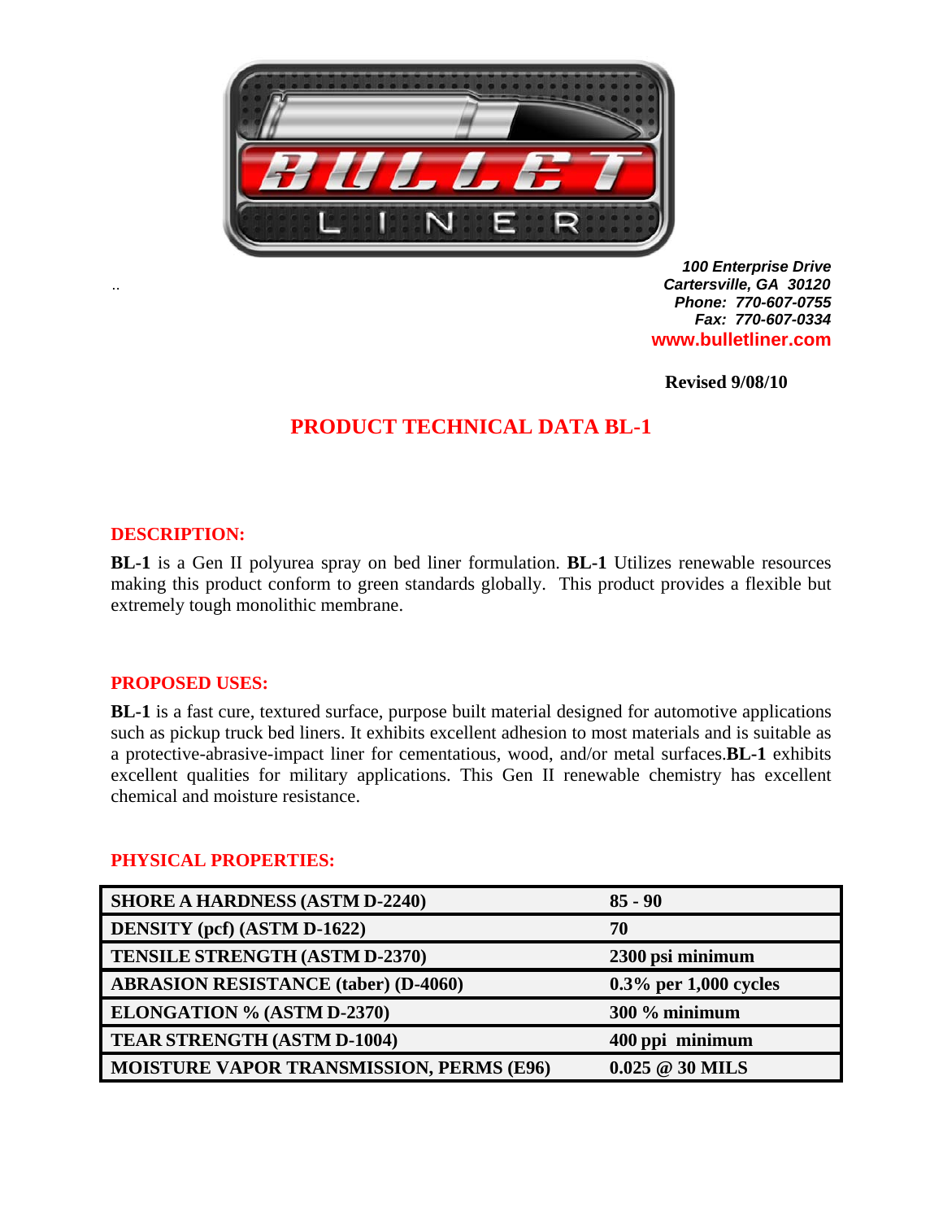100 Enterprise Drive
Cartersville, GA 30120
Phone: 770-607-0755
Fax: 770-607-0334
www.bulletliner.com

**Revised 9/08/10**

# PRODUCT TECHNICAL DATA BL-1

## DESCRIPTION:

**BL-1** is a Gen II polyurea spray on bed liner formulation. **BL-1** Utilizes renewable resources making this product conform to green standards globally. This product provides a flexible but extremely tough monolithic membrane.

## PROPOSED USES:

**BL-1** is a fast cure, textured surface, purpose built material designed for automotive applications such as pickup truck bed liners. It exhibits excellent adhesion to most materials and is suitable as a protective-abrasive-impact liner for cementatious, wood, and/or metal surfaces.**BL-1** exhibits excellent qualities for military applications. This Gen II renewable chemistry has excellent chemical and moisture resistance.

## PHYSICAL PROPERTIES:

| | |
|---|---|
| **SHORE A HARDNESS (ASTM D-2240)** | **85 - 90** |
| **DENSITY (pcf) (ASTM D-1622)** | **70** |
| **TENSILE STRENGTH (ASTM D-2370)** | **2300 psi minimum** |
| **ABRASION RESISTANCE (taber) (D-4060)** | **0.3% per 1,000 cycles** |
| **ELONGATION % (ASTM D-2370)** | **300 % minimum** |
| **TEAR STRENGTH (ASTM D-1004)** | **400 ppi minimum** |
| **MOISTURE VAPOR TRANSMISSION, PERMS (E96)** | **0.025 @ 30 MILS** |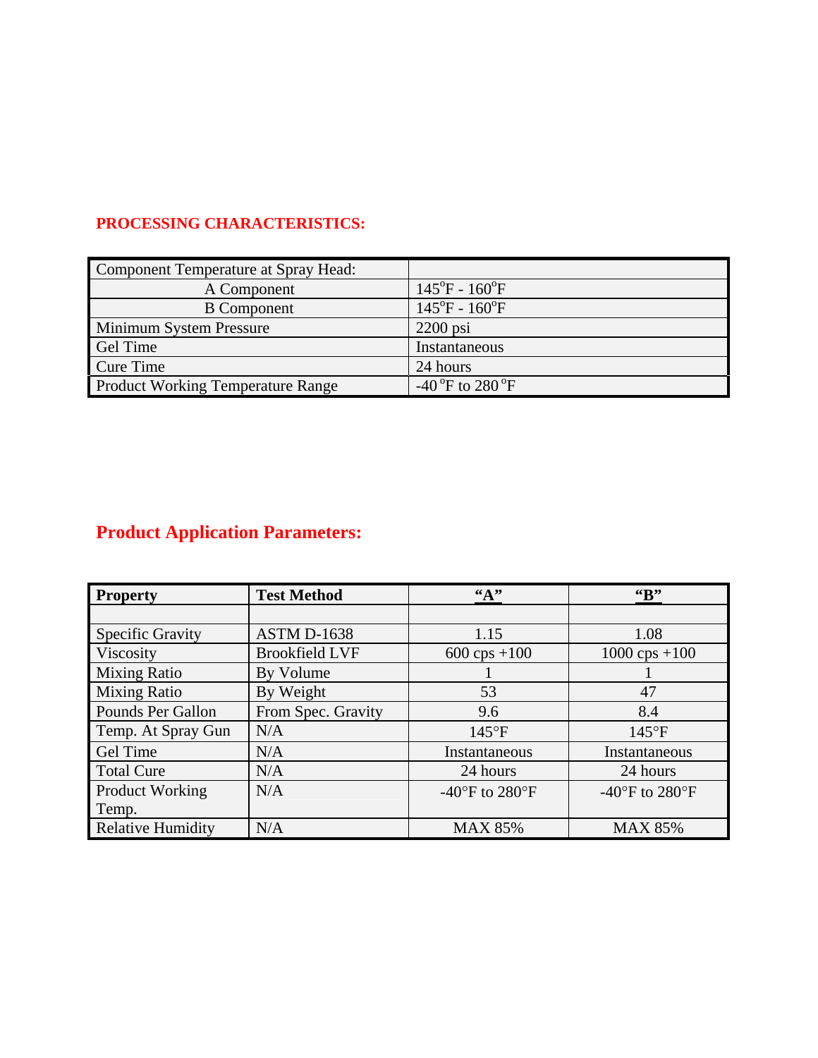## PROCESSING CHARACTERISTICS:

| Component Temperature at Spray Head: | |
|---|---|
| A Component | 145°F - 160°F |
| B Component | 145°F - 160°F |
| Minimum System Pressure | 2200 psi |
| Gel Time | Instantaneous |
| Cure Time | 24 hours |
| Product Working Temperature Range | -40 °F to 280 °F |

## Product Application Parameters:

| Property | Test Method | "A" | "B" |
|---|---|---|---|
| | | | |
| Specific Gravity | ASTM D-1638 | 1.15 | 1.08 |
| Viscosity | Brookfield LVF | 600 cps +100 | 1000 cps +100 |
| Mixing Ratio | By Volume | 1 | 1 |
| Mixing Ratio | By Weight | 53 | 47 |
| Pounds Per Gallon | From Spec. Gravity | 9.6 | 8.4 |
| Temp. At Spray Gun | N/A | 145°F | 145°F |
| Gel Time | N/A | Instantaneous | Instantaneous |
| Total Cure | N/A | 24 hours | 24 hours |
| Product Working Temp. | N/A | -40°F to 280°F | -40°F to 280°F |
| Relative Humidity | N/A | MAX 85% | MAX 85% |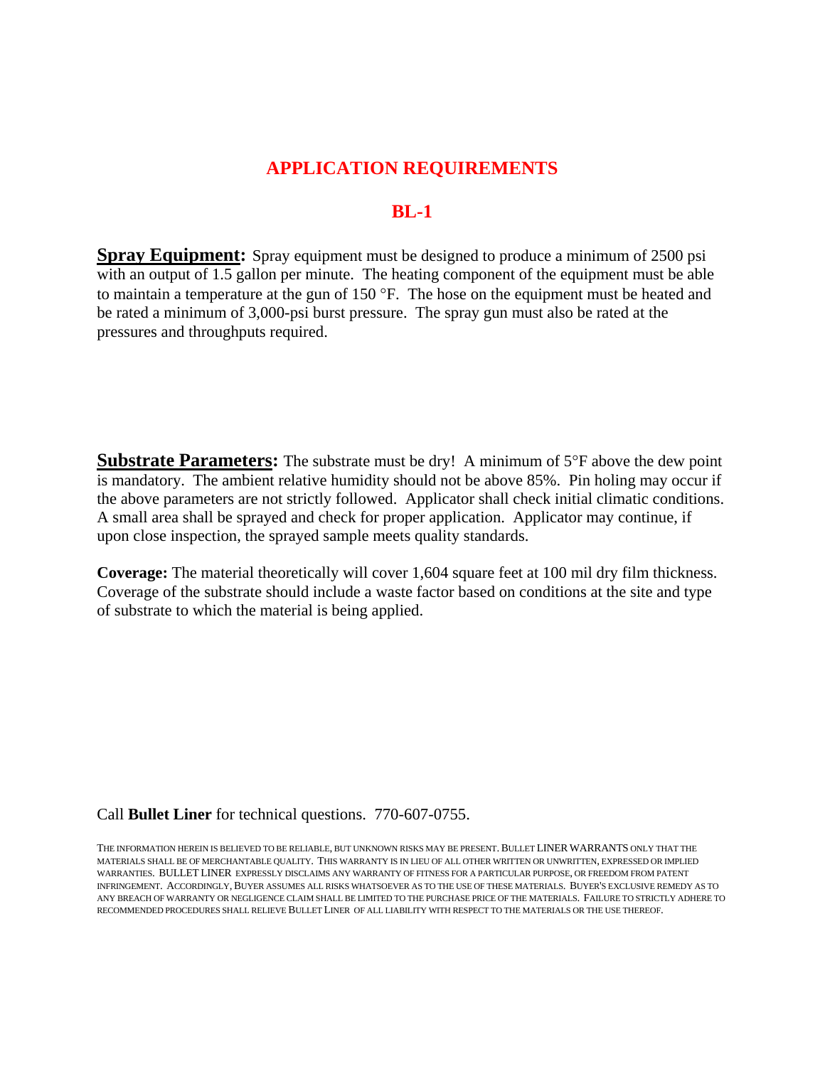# APPLICATION REQUIREMENTS

## BL-1

**Spray Equipment:** Spray equipment must be designed to produce a minimum of 2500 psi with an output of 1.5 gallon per minute. The heating component of the equipment must be able to maintain a temperature at the gun of 150 °F. The hose on the equipment must be heated and be rated a minimum of 3,000-psi burst pressure. The spray gun must also be rated at the pressures and throughputs required.

**Substrate Parameters:** The substrate must be dry! A minimum of 5°F above the dew point is mandatory. The ambient relative humidity should not be above 85%. Pin holing may occur if the above parameters are not strictly followed. Applicator shall check initial climatic conditions. A small area shall be sprayed and check for proper application. Applicator may continue, if upon close inspection, the sprayed sample meets quality standards.

**Coverage:** The material theoretically will cover 1,604 square feet at 100 mil dry film thickness. Coverage of the substrate should include a waste factor based on conditions at the site and type of substrate to which the material is being applied.

Call **Bullet Liner** for technical questions. 770-607-0755.

THE INFORMATION HEREIN IS BELIEVED TO BE RELIABLE, BUT UNKNOWN RISKS MAY BE PRESENT. BULLET LINER WARRANTS ONLY THAT THE MATERIALS SHALL BE OF MERCHANTABLE QUALITY. THIS WARRANTY IS IN LIEU OF ALL OTHER WRITTEN OR UNWRITTEN, EXPRESSED OR IMPLIED WARRANTIES. BULLET LINER EXPRESSLY DISCLAIMS ANY WARRANTY OF FITNESS FOR A PARTICULAR PURPOSE, OR FREEDOM FROM PATENT INFRINGEMENT. ACCORDINGLY, BUYER ASSUMES ALL RISKS WHATSOEVER AS TO THE USE OF THESE MATERIALS. BUYER'S EXCLUSIVE REMEDY AS TO ANY BREACH OF WARRANTY OR NEGLIGENCE CLAIM SHALL BE LIMITED TO THE PURCHASE PRICE OF THE MATERIALS. FAILURE TO STRICTLY ADHERE TO RECOMMENDED PROCEDURES SHALL RELIEVE BULLET LINER OF ALL LIABILITY WITH RESPECT TO THE MATERIALS OR THE USE THEREOF.